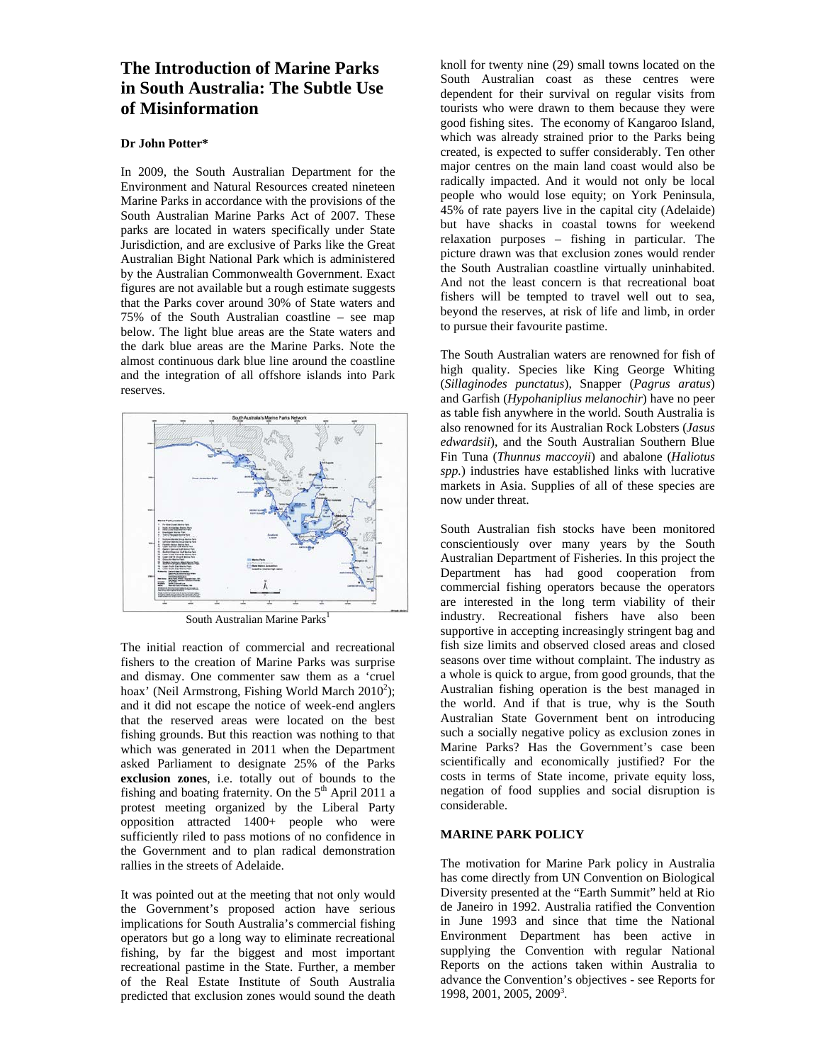# The Introduction of Marine Parks in South Australia: The Subtle Use of Misinformation

**Dr John Potter***

In 2009, the South Australian Department for the Environment and Natural Resources created nineteen Marine Parks in accordance with the provisions of the South Australian Marine Parks Act of 2007. These parks are located in waters specifically under State Jurisdiction, and are exclusive of Parks like the Great Australian Bight National Park which is administered by the Australian Commonwealth Government. Exact figures are not available but a rough estimate suggests that the Parks cover around 30% of State waters and 75% of the South Australian coastline – see map below. The light blue areas are the State waters and the dark blue areas are the Marine Parks. Note the almost continuous dark blue line around the coastline and the integration of all offshore islands into Park reserves.

South Australian Marine Parks[1]

The initial reaction of commercial and recreational fishers to the creation of Marine Parks was surprise and dismay. One commenter saw them as a 'cruel hoax' (Neil Armstrong, Fishing World March 2010[2]); and it did not escape the notice of week-end anglers that the reserved areas were located on the best fishing grounds. But this reaction was nothing to that which was generated in 2011 when the Department asked Parliament to designate 25% of the Parks **exclusion zones**, i.e. totally out of bounds to the fishing and boating fraternity. On the 5th April 2011 a protest meeting organized by the Liberal Party opposition attracted 1400+ people who were sufficiently riled to pass motions of no confidence in the Government and to plan radical demonstration rallies in the streets of Adelaide.

It was pointed out at the meeting that not only would the Government's proposed action have serious implications for South Australia's commercial fishing operators but go a long way to eliminate recreational fishing, by far the biggest and most important recreational pastime in the State. Further, a member of the Real Estate Institute of South Australia predicted that exclusion zones would sound the death knoll for twenty nine (29) small towns located on the South Australian coast as these centres were dependent for their survival on regular visits from tourists who were drawn to them because they were good fishing sites. The economy of Kangaroo Island, which was already strained prior to the Parks being created, is expected to suffer considerably. Ten other major centres on the main land coast would also be radically impacted. And it would not only be local people who would lose equity; on York Peninsula, 45% of rate payers live in the capital city (Adelaide) but have shacks in coastal towns for weekend relaxation purposes – fishing in particular. The picture drawn was that exclusion zones would render the South Australian coastline virtually uninhabited. And not the least concern is that recreational boat fishers will be tempted to travel well out to sea, beyond the reserves, at risk of life and limb, in order to pursue their favourite pastime.

The South Australian waters are renowned for fish of high quality. Species like King George Whiting (*Sillaginodes punctatus*), Snapper (*Pagrus aratus*) and Garfish (*Hypohaniplius melanochir*) have no peer as table fish anywhere in the world. South Australia is also renowned for its Australian Rock Lobsters (*Jasus edwardsii*), and the South Australian Southern Blue Fin Tuna (*Thunnus maccoyii*) and abalone (*Haliotus spp.*) industries have established links with lucrative markets in Asia. Supplies of all of these species are now under threat.

South Australian fish stocks have been monitored conscientiously over many years by the South Australian Department of Fisheries. In this project the Department has had good cooperation from commercial fishing operators because the operators are interested in the long term viability of their industry. Recreational fishers have also been supportive in accepting increasingly stringent bag and fish size limits and observed closed areas and closed seasons over time without complaint. The industry as a whole is quick to argue, from good grounds, that the Australian fishing operation is the best managed in the world. And if that is true, why is the South Australian State Government bent on introducing such a socially negative policy as exclusion zones in Marine Parks? Has the Government's case been scientifically and economically justified? For the costs in terms of State income, private equity loss, negation of food supplies and social disruption is considerable.

## MARINE PARK POLICY

The motivation for Marine Park policy in Australia has come directly from UN Convention on Biological Diversity presented at the "Earth Summit" held at Rio de Janeiro in 1992. Australia ratified the Convention in June 1993 and since that time the National Environment Department has been active in supplying the Convention with regular National Reports on the actions taken within Australia to advance the Convention's objectives - see Reports for 1998, 2001, 2005, 2009[3].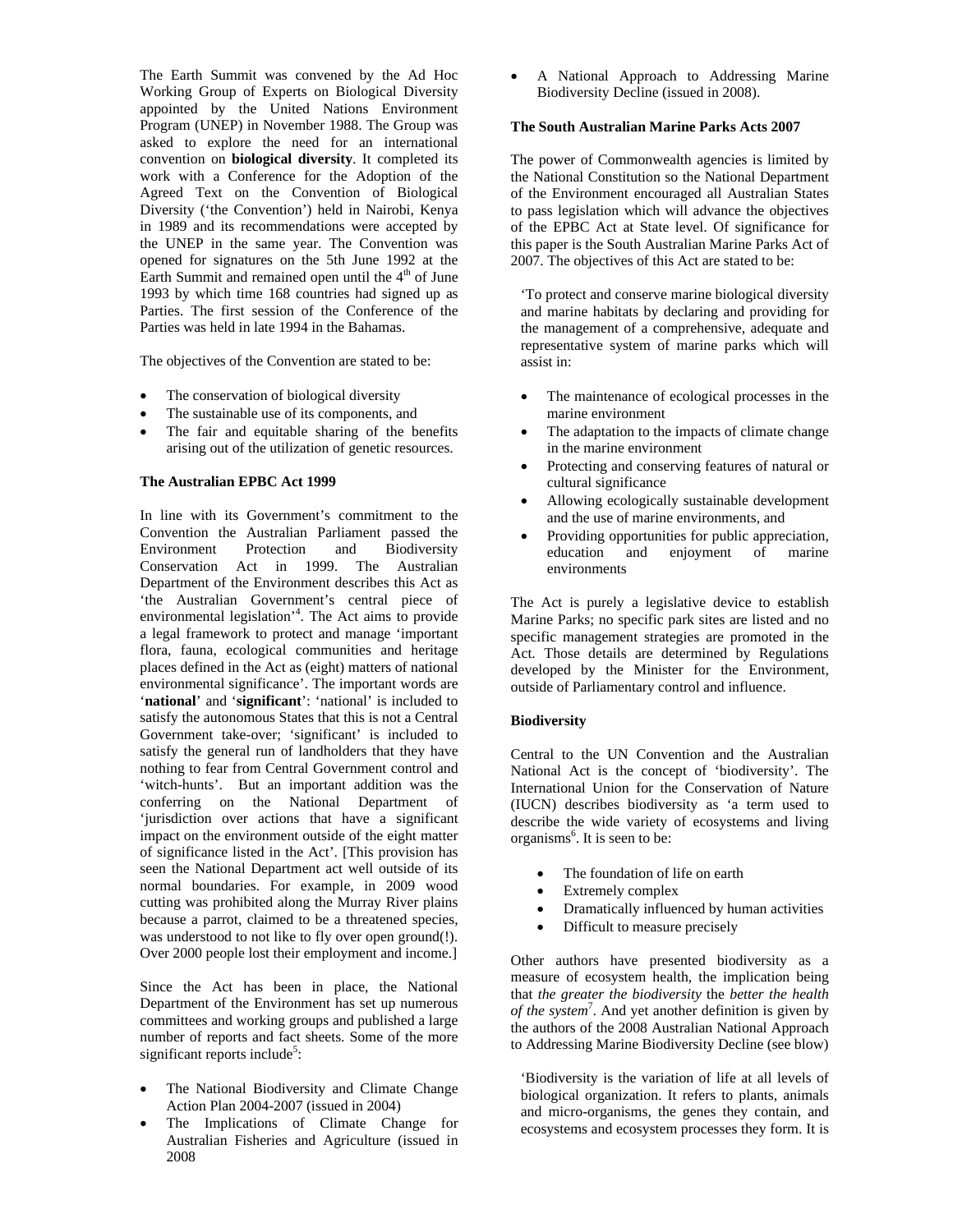The Earth Summit was convened by the Ad Hoc Working Group of Experts on Biological Diversity appointed by the United Nations Environment Program (UNEP) in November 1988. The Group was asked to explore the need for an international convention on **biological diversity**. It completed its work with a Conference for the Adoption of the Agreed Text on the Convention of Biological Diversity ('the Convention') held in Nairobi, Kenya in 1989 and its recommendations were accepted by the UNEP in the same year. The Convention was opened for signatures on the 5th June 1992 at the Earth Summit and remained open until the 4th of June 1993 by which time 168 countries had signed up as Parties. The first session of the Conference of the Parties was held in late 1994 in the Bahamas.

The objectives of the Convention are stated to be:

- The conservation of biological diversity
- The sustainable use of its components, and
- The fair and equitable sharing of the benefits arising out of the utilization of genetic resources.

**The Australian EPBC Act 1999**

In line with its Government's commitment to the Convention the Australian Parliament passed the Environment Protection and Biodiversity Conservation Act in 1999. The Australian Department of the Environment describes this Act as 'the Australian Government's central piece of environmental legislation'[4]. The Act aims to provide a legal framework to protect and manage 'important flora, fauna, ecological communities and heritage places defined in the Act as (eight) matters of national environmental significance'. The important words are '**national**' and '**significant**': 'national' is included to satisfy the autonomous States that this is not a Central Government take-over; 'significant' is included to satisfy the general run of landholders that they have nothing to fear from Central Government control and 'witch-hunts'. But an important addition was the conferring on the National Department of 'jurisdiction over actions that have a significant impact on the environment outside of the eight matter of significance listed in the Act'. [This provision has seen the National Department act well outside of its normal boundaries. For example, in 2009 wood cutting was prohibited along the Murray River plains because a parrot, claimed to be a threatened species, was understood to not like to fly over open ground(!). Over 2000 people lost their employment and income.]

Since the Act has been in place, the National Department of the Environment has set up numerous committees and working groups and published a large number of reports and fact sheets. Some of the more significant reports include[5]:

- The National Biodiversity and Climate Change Action Plan 2004-2007 (issued in 2004)
- The Implications of Climate Change for Australian Fisheries and Agriculture (issued in 2008
- A National Approach to Addressing Marine Biodiversity Decline (issued in 2008).

**The South Australian Marine Parks Acts 2007**

The power of Commonwealth agencies is limited by the National Constitution so the National Department of the Environment encouraged all Australian States to pass legislation which will advance the objectives of the EPBC Act at State level. Of significance for this paper is the South Australian Marine Parks Act of 2007. The objectives of this Act are stated to be:

> 'To protect and conserve marine biological diversity and marine habitats by declaring and providing for the management of a comprehensive, adequate and representative system of marine parks which will assist in:
>
> - The maintenance of ecological processes in the marine environment
> - The adaptation to the impacts of climate change in the marine environment
> - Protecting and conserving features of natural or cultural significance
> - Allowing ecologically sustainable development and the use of marine environments, and
> - Providing opportunities for public appreciation, education and enjoyment of marine environments

The Act is purely a legislative device to establish Marine Parks; no specific park sites are listed and no specific management strategies are promoted in the Act. Those details are determined by Regulations developed by the Minister for the Environment, outside of Parliamentary control and influence.

**Biodiversity**

Central to the UN Convention and the Australian National Act is the concept of 'biodiversity'. The International Union for the Conservation of Nature (IUCN) describes biodiversity as 'a term used to describe the wide variety of ecosystems and living organisms[6]. It is seen to be:

- The foundation of life on earth
- Extremely complex
- Dramatically influenced by human activities
- Difficult to measure precisely

Other authors have presented biodiversity as a measure of ecosystem health, the implication being that *the greater the biodiversity* the *better the health of the system*[7]. And yet another definition is given by the authors of the 2008 Australian National Approach to Addressing Marine Biodiversity Decline (see blow)

> 'Biodiversity is the variation of life at all levels of biological organization. It refers to plants, animals and micro-organisms, the genes they contain, and ecosystems and ecosystem processes they form. It is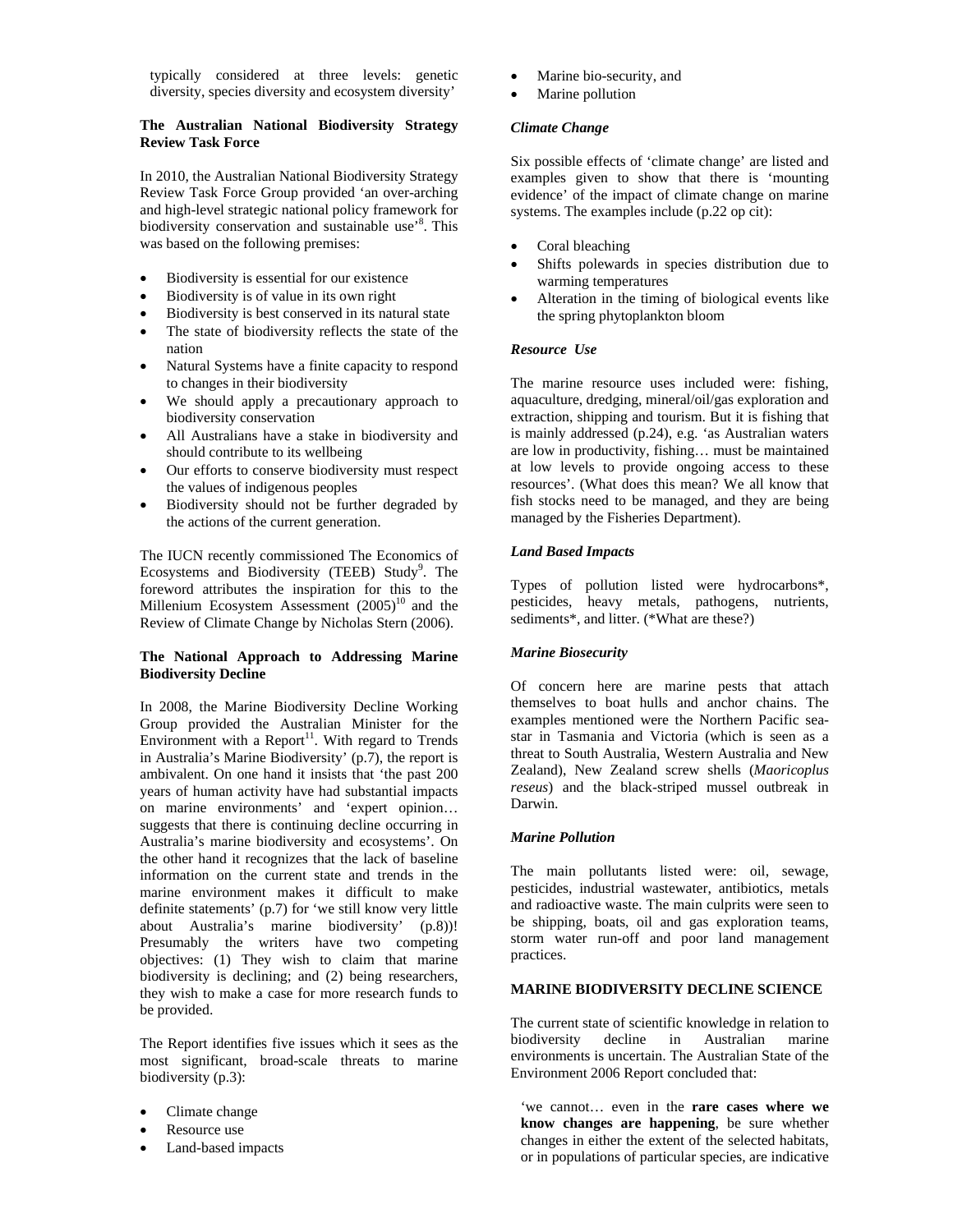typically considered at three levels: genetic diversity, species diversity and ecosystem diversity'

**The Australian National Biodiversity Strategy Review Task Force**

In 2010, the Australian National Biodiversity Strategy Review Task Force Group provided 'an over-arching and high-level strategic national policy framework for biodiversity conservation and sustainable use'[8]. This was based on the following premises:

- Biodiversity is essential for our existence
- Biodiversity is of value in its own right
- Biodiversity is best conserved in its natural state
- The state of biodiversity reflects the state of the nation
- Natural Systems have a finite capacity to respond to changes in their biodiversity
- We should apply a precautionary approach to biodiversity conservation
- All Australians have a stake in biodiversity and should contribute to its wellbeing
- Our efforts to conserve biodiversity must respect the values of indigenous peoples
- Biodiversity should not be further degraded by the actions of the current generation.

The IUCN recently commissioned The Economics of Ecosystems and Biodiversity (TEEB) Study[9]. The foreword attributes the inspiration for this to the Millenium Ecosystem Assessment (2005)[10] and the Review of Climate Change by Nicholas Stern (2006).

**The National Approach to Addressing Marine Biodiversity Decline**

In 2008, the Marine Biodiversity Decline Working Group provided the Australian Minister for the Environment with a Report[11]. With regard to Trends in Australia's Marine Biodiversity' (p.7), the report is ambivalent. On one hand it insists that 'the past 200 years of human activity have had substantial impacts on marine environments' and 'expert opinion… suggests that there is continuing decline occurring in Australia's marine biodiversity and ecosystems'. On the other hand it recognizes that the lack of baseline information on the current state and trends in the marine environment makes it difficult to make definite statements' (p.7) for 'we still know very little about Australia's marine biodiversity' (p.8))! Presumably the writers have two competing objectives: (1) They wish to claim that marine biodiversity is declining; and (2) being researchers, they wish to make a case for more research funds to be provided.

The Report identifies five issues which it sees as the most significant, broad-scale threats to marine biodiversity (p.3):

- Climate change
- Resource use
- Land-based impacts
- Marine bio-security, and
- Marine pollution

***Climate Change***

Six possible effects of 'climate change' are listed and examples given to show that there is 'mounting evidence' of the impact of climate change on marine systems. The examples include (p.22 op cit):

- Coral bleaching
- Shifts polewards in species distribution due to warming temperatures
- Alteration in the timing of biological events like the spring phytoplankton bloom

***Resource Use***

The marine resource uses included were: fishing, aquaculture, dredging, mineral/oil/gas exploration and extraction, shipping and tourism. But it is fishing that is mainly addressed (p.24), e.g. 'as Australian waters are low in productivity, fishing… must be maintained at low levels to provide ongoing access to these resources'. (What does this mean? We all know that fish stocks need to be managed, and they are being managed by the Fisheries Department).

***Land Based Impacts***

Types of pollution listed were hydrocarbons*, pesticides, heavy metals, pathogens, nutrients, sediments*, and litter. (*What are these?)

***Marine Biosecurity***

Of concern here are marine pests that attach themselves to boat hulls and anchor chains. The examples mentioned were the Northern Pacific sea-star in Tasmania and Victoria (which is seen as a threat to South Australia, Western Australia and New Zealand), New Zealand screw shells (*Maoricoplus reseus*) and the black-striped mussel outbreak in Darwin.

***Marine Pollution***

The main pollutants listed were: oil, sewage, pesticides, industrial wastewater, antibiotics, metals and radioactive waste. The main culprits were seen to be shipping, boats, oil and gas exploration teams, storm water run-off and poor land management practices.

**MARINE BIODIVERSITY DECLINE SCIENCE**

The current state of scientific knowledge in relation to biodiversity decline in Australian marine environments is uncertain. The Australian State of the Environment 2006 Report concluded that:

> 'we cannot… even in the **rare cases where we know changes are happening**, be sure whether changes in either the extent of the selected habitats, or in populations of particular species, are indicative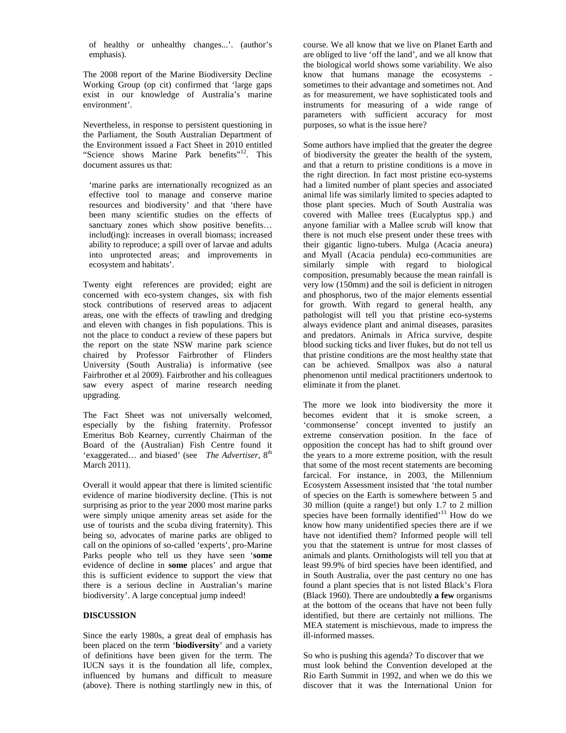of healthy or unhealthy changes...'. (author's emphasis).

The 2008 report of the Marine Biodiversity Decline Working Group (op cit) confirmed that 'large gaps exist in our knowledge of Australia's marine environment'.

Nevertheless, in response to persistent questioning in the Parliament, the South Australian Department of the Environment issued a Fact Sheet in 2010 entitled "Science shows Marine Park benefits"[12]. This document assures us that:

> 'marine parks are internationally recognized as an effective tool to manage and conserve marine resources and biodiversity' and that 'there have been many scientific studies on the effects of sanctuary zones which show positive benefits… includ(ing): increases in overall biomass; increased ability to reproduce; a spill over of larvae and adults into unprotected areas; and improvements in ecosystem and habitats'.

Twenty eight references are provided; eight are concerned with eco-system changes, six with fish stock contributions of reserved areas to adjacent areas, one with the effects of trawling and dredging and eleven with changes in fish populations. This is not the place to conduct a review of these papers but the report on the state NSW marine park science chaired by Professor Fairbrother of Flinders University (South Australia) is informative (see Fairbrother et al 2009). Fairbrother and his colleagues saw every aspect of marine research needing upgrading.

The Fact Sheet was not universally welcomed, especially by the fishing fraternity. Professor Emeritus Bob Kearney, currently Chairman of the Board of the (Australian) Fish Centre found it 'exaggerated… and biased' (see *The Advertiser*, 8th March 2011).

Overall it would appear that there is limited scientific evidence of marine biodiversity decline. (This is not surprising as prior to the year 2000 most marine parks were simply unique amenity areas set aside for the use of tourists and the scuba diving fraternity). This being so, advocates of marine parks are obliged to call on the opinions of so-called 'experts', pro-Marine Parks people who tell us they have seen '**some** evidence of decline in **some** places' and argue that this is sufficient evidence to support the view that there is a serious decline in Australian's marine biodiversity'. A large conceptual jump indeed!

## DISCUSSION

Since the early 1980s, a great deal of emphasis has been placed on the term '**biodiversity**' and a variety of definitions have been given for the term. The IUCN says it is the foundation all life, complex, influenced by humans and difficult to measure (above). There is nothing startlingly new in this, of course. We all know that we live on Planet Earth and are obliged to live 'off the land', and we all know that the biological world shows some variability. We also know that humans manage the ecosystems - sometimes to their advantage and sometimes not. And as for measurement, we have sophisticated tools and instruments for measuring of a wide range of parameters with sufficient accuracy for most purposes, so what is the issue here?

Some authors have implied that the greater the degree of biodiversity the greater the health of the system, and that a return to pristine conditions is a move in the right direction. In fact most pristine eco-systems had a limited number of plant species and associated animal life was similarly limited to species adapted to those plant species. Much of South Australia was covered with Mallee trees (Eucalyptus spp.) and anyone familiar with a Mallee scrub will know that there is not much else present under these trees with their gigantic ligno-tubers. Mulga (Acacia aneura) and Myall (Acacia pendula) eco-communities are similarly simple with regard to biological composition, presumably because the mean rainfall is very low (150mm) and the soil is deficient in nitrogen and phosphorus, two of the major elements essential for growth. With regard to general health, any pathologist will tell you that pristine eco-systems always evidence plant and animal diseases, parasites and predators. Animals in Africa survive, despite blood sucking ticks and liver flukes, but do not tell us that pristine conditions are the most healthy state that can be achieved. Smallpox was also a natural phenomenon until medical practitioners undertook to eliminate it from the planet.

The more we look into biodiversity the more it becomes evident that it is smoke screen, a 'commonsense' concept invented to justify an extreme conservation position. In the face of opposition the concept has had to shift ground over the years to a more extreme position, with the result that some of the most recent statements are becoming farcical. For instance, in 2003, the Millennium Ecosystem Assessment insisted that 'the total number of species on the Earth is somewhere between 5 and 30 million (quite a range!) but only 1.7 to 2 million species have been formally identified'[13] How do we know how many unidentified species there are if we have not identified them? Informed people will tell you that the statement is untrue for most classes of animals and plants. Ornithologists will tell you that at least 99.9% of bird species have been identified, and in South Australia, over the past century no one has found a plant species that is not listed Black's Flora (Black 1960). There are undoubtedly **a few** organisms at the bottom of the oceans that have not been fully identified, but there are certainly not millions. The MEA statement is mischievous, made to impress the ill-informed masses.

So who is pushing this agenda? To discover that we must look behind the Convention developed at the Rio Earth Summit in 1992, and when we do this we discover that it was the International Union for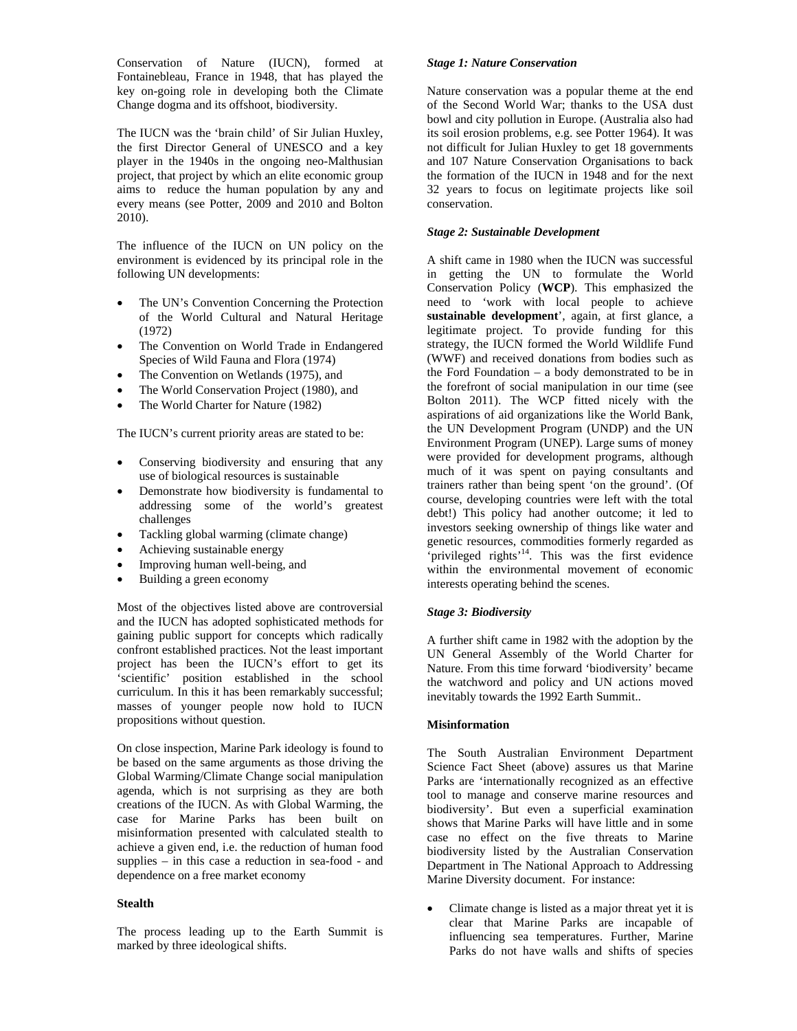Conservation of Nature (IUCN), formed at Fontainebleau, France in 1948, that has played the key on-going role in developing both the Climate Change dogma and its offshoot, biodiversity.

The IUCN was the 'brain child' of Sir Julian Huxley, the first Director General of UNESCO and a key player in the 1940s in the ongoing neo-Malthusian project, that project by which an elite economic group aims to reduce the human population by any and every means (see Potter, 2009 and 2010 and Bolton 2010).

The influence of the IUCN on UN policy on the environment is evidenced by its principal role in the following UN developments:

- The UN's Convention Concerning the Protection of the World Cultural and Natural Heritage (1972)
- The Convention on World Trade in Endangered Species of Wild Fauna and Flora (1974)
- The Convention on Wetlands (1975), and
- The World Conservation Project (1980), and
- The World Charter for Nature (1982)

The IUCN's current priority areas are stated to be:

- Conserving biodiversity and ensuring that any use of biological resources is sustainable
- Demonstrate how biodiversity is fundamental to addressing some of the world's greatest challenges
- Tackling global warming (climate change)
- Achieving sustainable energy
- Improving human well-being, and
- Building a green economy

Most of the objectives listed above are controversial and the IUCN has adopted sophisticated methods for gaining public support for concepts which radically confront established practices. Not the least important project has been the IUCN's effort to get its 'scientific' position established in the school curriculum. In this it has been remarkably successful; masses of younger people now hold to IUCN propositions without question.

On close inspection, Marine Park ideology is found to be based on the same arguments as those driving the Global Warming/Climate Change social manipulation agenda, which is not surprising as they are both creations of the IUCN. As with Global Warming, the case for Marine Parks has been built on misinformation presented with calculated stealth to achieve a given end, i.e. the reduction of human food supplies – in this case a reduction in sea-food - and dependence on a free market economy

**Stealth**

The process leading up to the Earth Summit is marked by three ideological shifts.

***Stage 1: Nature Conservation***

Nature conservation was a popular theme at the end of the Second World War; thanks to the USA dust bowl and city pollution in Europe. (Australia also had its soil erosion problems, e.g. see Potter 1964). It was not difficult for Julian Huxley to get 18 governments and 107 Nature Conservation Organisations to back the formation of the IUCN in 1948 and for the next 32 years to focus on legitimate projects like soil conservation.

***Stage 2: Sustainable Development***

A shift came in 1980 when the IUCN was successful in getting the UN to formulate the World Conservation Policy (**WCP**). This emphasized the need to 'work with local people to achieve **sustainable development**', again, at first glance, a legitimate project. To provide funding for this strategy, the IUCN formed the World Wildlife Fund (WWF) and received donations from bodies such as the Ford Foundation – a body demonstrated to be in the forefront of social manipulation in our time (see Bolton 2011). The WCP fitted nicely with the aspirations of aid organizations like the World Bank, the UN Development Program (UNDP) and the UN Environment Program (UNEP). Large sums of money were provided for development programs, although much of it was spent on paying consultants and trainers rather than being spent 'on the ground'. (Of course, developing countries were left with the total debt!) This policy had another outcome; it led to investors seeking ownership of things like water and genetic resources, commodities formerly regarded as 'privileged rights'[14]. This was the first evidence within the environmental movement of economic interests operating behind the scenes.

***Stage 3: Biodiversity***

A further shift came in 1982 with the adoption by the UN General Assembly of the World Charter for Nature. From this time forward 'biodiversity' became the watchword and policy and UN actions moved inevitably towards the 1992 Earth Summit..

**Misinformation**

The South Australian Environment Department Science Fact Sheet (above) assures us that Marine Parks are 'internationally recognized as an effective tool to manage and conserve marine resources and biodiversity'. But even a superficial examination shows that Marine Parks will have little and in some case no effect on the five threats to Marine biodiversity listed by the Australian Conservation Department in The National Approach to Addressing Marine Diversity document. For instance:

- Climate change is listed as a major threat yet it is clear that Marine Parks are incapable of influencing sea temperatures. Further, Marine Parks do not have walls and shifts of species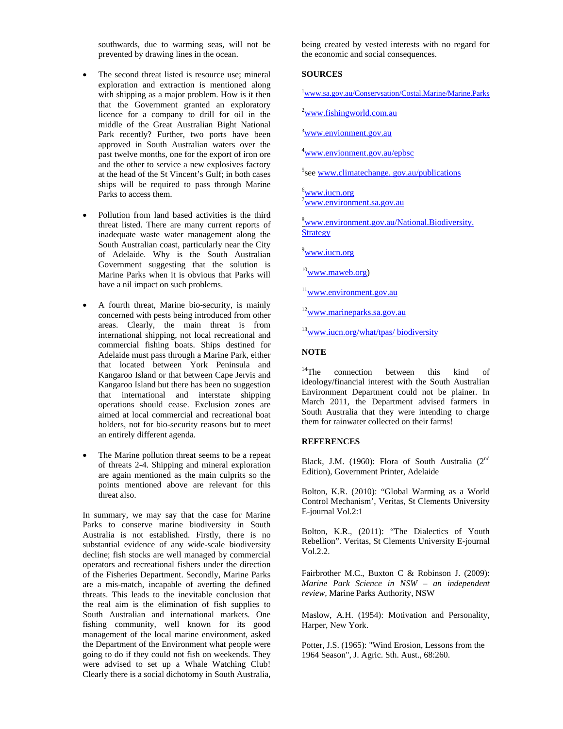southwards, due to warming seas, will not be prevented by drawing lines in the ocean.

- The second threat listed is resource use; mineral exploration and extraction is mentioned along with shipping as a major problem. How is it then that the Government granted an exploratory licence for a company to drill for oil in the middle of the Great Australian Bight National Park recently? Further, two ports have been approved in South Australian waters over the past twelve months, one for the export of iron ore and the other to service a new explosives factory at the head of the St Vincent's Gulf; in both cases ships will be required to pass through Marine Parks to access them.

- Pollution from land based activities is the third threat listed. There are many current reports of inadequate waste water management along the South Australian coast, particularly near the City of Adelaide. Why is the South Australian Government suggesting that the solution is Marine Parks when it is obvious that Parks will have a nil impact on such problems.

- A fourth threat, Marine bio-security, is mainly concerned with pests being introduced from other areas. Clearly, the main threat is from international shipping, not local recreational and commercial fishing boats. Ships destined for Adelaide must pass through a Marine Park, either that located between York Peninsula and Kangaroo Island or that between Cape Jervis and Kangaroo Island but there has been no suggestion that international and interstate shipping operations should cease. Exclusion zones are aimed at local commercial and recreational boat holders, not for bio-security reasons but to meet an entirely different agenda.

- The Marine pollution threat seems to be a repeat of threats 2-4. Shipping and mineral exploration are again mentioned as the main culprits so the points mentioned above are relevant for this threat also.

In summary, we may say that the case for Marine Parks to conserve marine biodiversity in South Australia is not established. Firstly, there is no substantial evidence of any wide-scale biodiversity decline; fish stocks are well managed by commercial operators and recreational fishers under the direction of the Fisheries Department. Secondly, Marine Parks are a mis-match, incapable of averting the defined threats. This leads to the inevitable conclusion that the real aim is the elimination of fish supplies to South Australian and international markets. One fishing community, well known for its good management of the local marine environment, asked the Department of the Environment what people were going to do if they could not fish on weekends. They were advised to set up a Whale Watching Club! Clearly there is a social dichotomy in South Australia, being created by vested interests with no regard for the economic and social consequences.

**SOURCES**

[1]www.sa.gov.au/Conservsation/Costal.Marine/Marine.Parks

[2]www.fishingworld.com.au

[3]www.envionment.gov.au

[4]www.envionment.gov.au/epbsc

[5]see www.climatechange. gov.au/publications

[6]www.iucn.org
[7]www.environment.sa.gov.au

[8]www.environment.gov.au/National.Biodiversity.Strategy

[9]www.iucn.org

[10]www.maweb.org)

[11]www.environment.gov.au

[12]www.marineparks.sa.gov.au

[13]www.iucn.org/what/tpas/ biodiversity

**NOTE**

[14]The connection between this kind of ideology/financial interest with the South Australian Environment Department could not be plainer. In March 2011, the Department advised farmers in South Australia that they were intending to charge them for rainwater collected on their farms!

**REFERENCES**

Black, J.M. (1960): Flora of South Australia (2nd Edition), Government Printer, Adelaide

Bolton, K.R. (2010): "Global Warming as a World Control Mechanism', Veritas, St Clements University E-journal Vol.2:1

Bolton, K.R., (2011): "The Dialectics of Youth Rebellion". Veritas, St Clements University E-journal Vol.2.2.

Fairbrother M.C., Buxton C & Robinson J. (2009): *Marine Park Science in NSW – an independent review*, Marine Parks Authority, NSW

Maslow, A.H. (1954): Motivation and Personality, Harper, New York.

Potter, J.S. (1965): "Wind Erosion, Lessons from the 1964 Season", J. Agric. Sth. Aust., 68:260.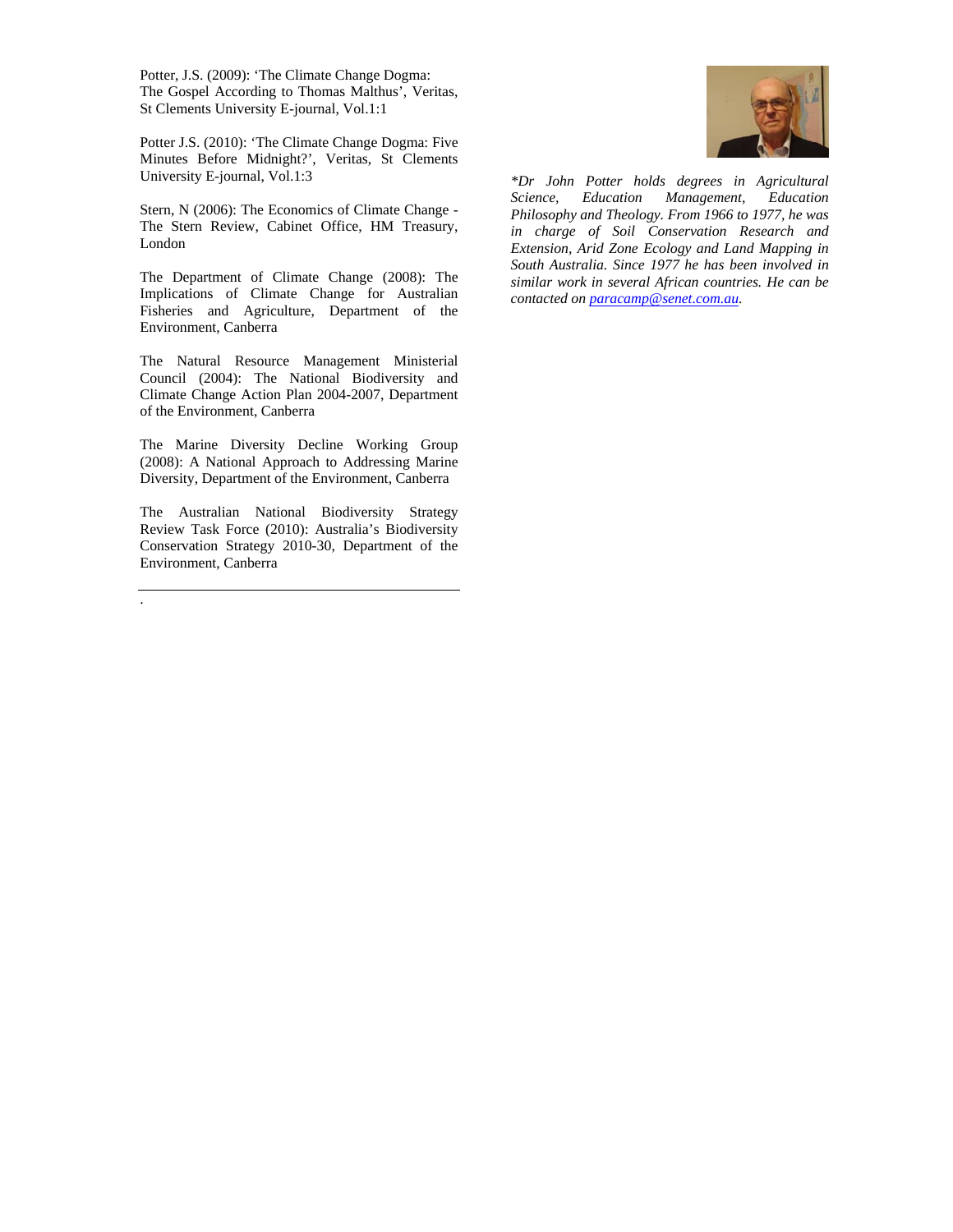Potter, J.S. (2009): 'The Climate Change Dogma: The Gospel According to Thomas Malthus', Veritas, St Clements University E-journal, Vol.1:1

Potter J.S. (2010): 'The Climate Change Dogma: Five Minutes Before Midnight?', Veritas, St Clements University E-journal, Vol.1:3

Stern, N (2006): The Economics of Climate Change - The Stern Review, Cabinet Office, HM Treasury, London

The Department of Climate Change (2008): The Implications of Climate Change for Australian Fisheries and Agriculture, Department of the Environment, Canberra

The Natural Resource Management Ministerial Council (2004): The National Biodiversity and Climate Change Action Plan 2004-2007, Department of the Environment, Canberra

The Marine Diversity Decline Working Group (2008): A National Approach to Addressing Marine Diversity, Department of the Environment, Canberra

The Australian National Biodiversity Strategy Review Task Force (2010): Australia's Biodiversity Conservation Strategy 2010-30, Department of the Environment, Canberra

---

*\*Dr John Potter holds degrees in Agricultural Science, Education Management, Education Philosophy and Theology. From 1966 to 1977, he was in charge of Soil Conservation Research and Extension, Arid Zone Ecology and Land Mapping in South Australia. Since 1977 he has been involved in similar work in several African countries. He can be contacted on paracamp@senet.com.au.*